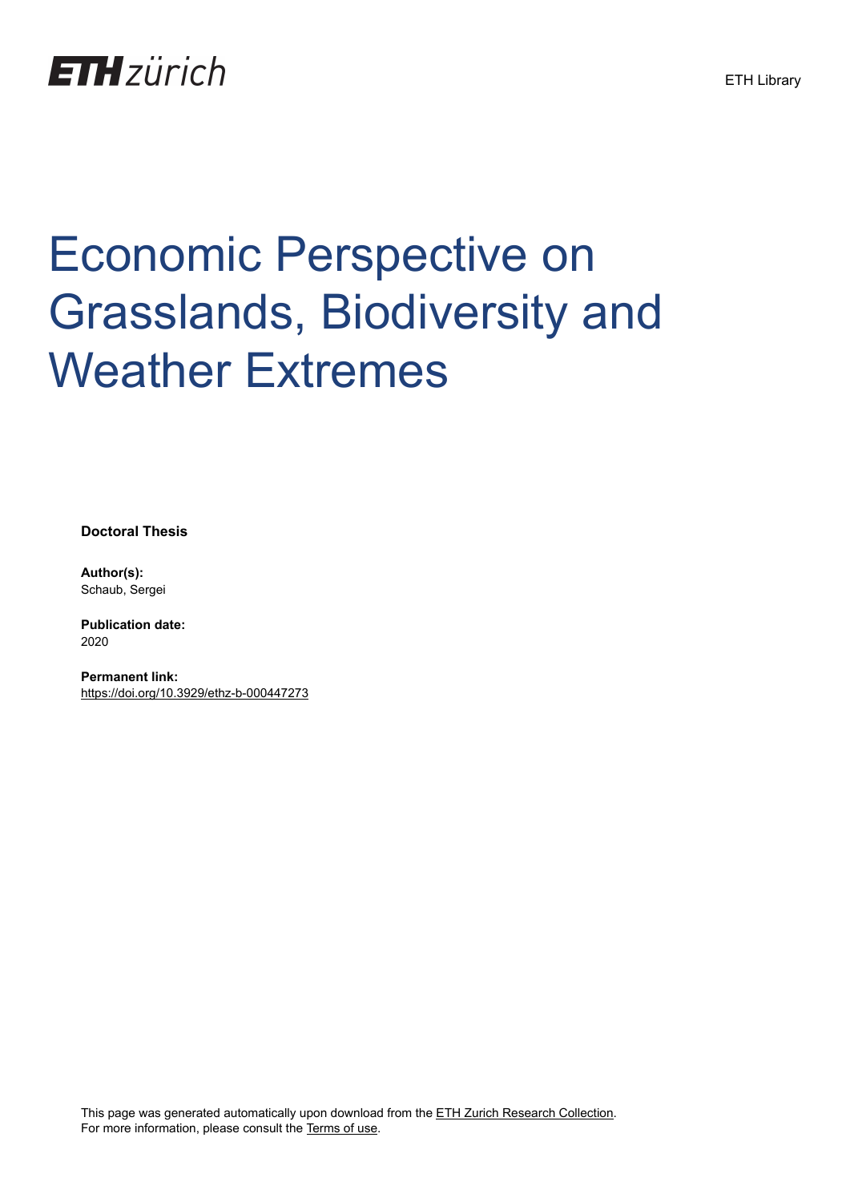# Economic Perspective on Grasslands, Biodiversity and Weather Extremes

**Doctoral Thesis**

**Author(s):**
Schaub, Sergei

**Publication date:**
2020

**Permanent link:**
https://doi.org/10.3929/ethz-b-000447273

This page was generated automatically upon download from the ETH Zurich Research Collection.
For more information, please consult the Terms of use.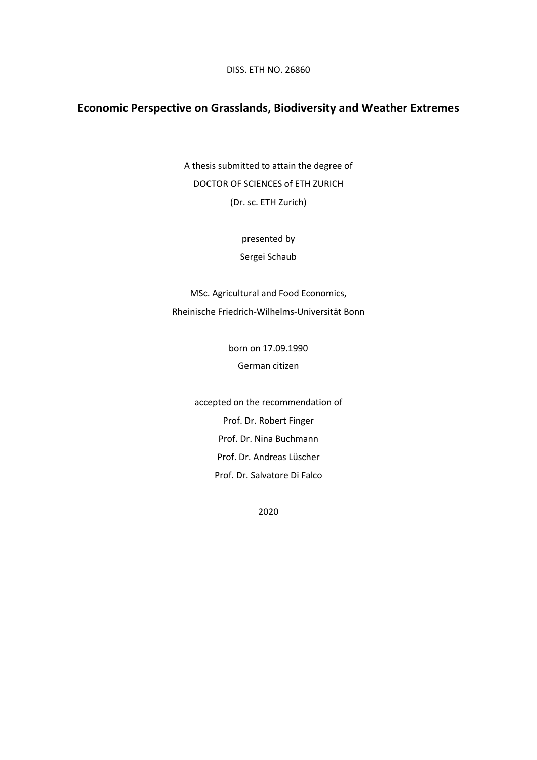DISS. ETH NO. 26860

# Economic Perspective on Grasslands, Biodiversity and Weather Extremes

A thesis submitted to attain the degree of

DOCTOR OF SCIENCES of ETH ZURICH

(Dr. sc. ETH Zurich)

presented by

Sergei Schaub

MSc. Agricultural and Food Economics,

Rheinische Friedrich-Wilhelms-Universität Bonn

born on 17.09.1990

German citizen

accepted on the recommendation of

Prof. Dr. Robert Finger

Prof. Dr. Nina Buchmann

Prof. Dr. Andreas Lüscher

Prof. Dr. Salvatore Di Falco

2020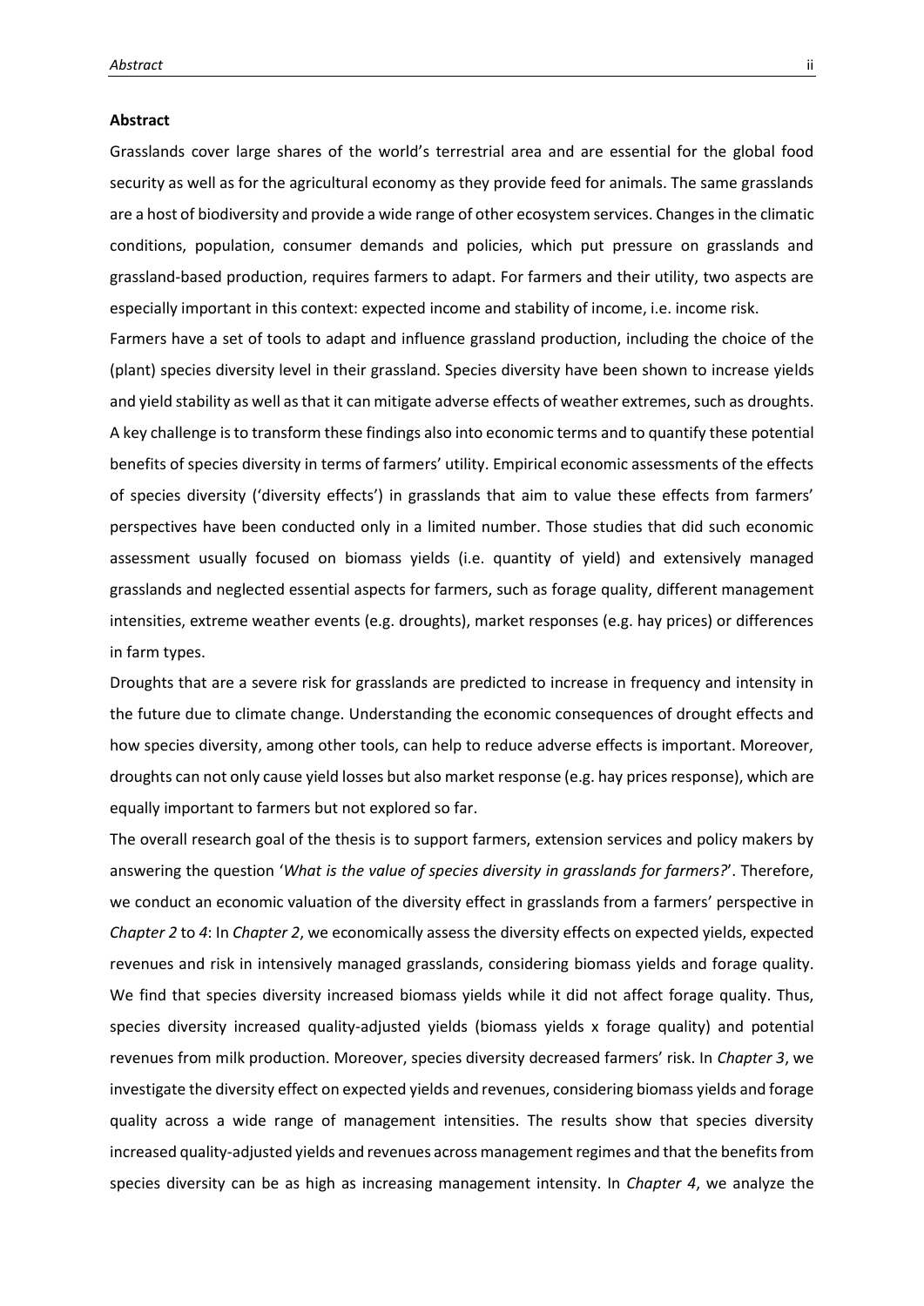**Abstract**

Grasslands cover large shares of the world's terrestrial area and are essential for the global food security as well as for the agricultural economy as they provide feed for animals. The same grasslands are a host of biodiversity and provide a wide range of other ecosystem services. Changes in the climatic conditions, population, consumer demands and policies, which put pressure on grasslands and grassland-based production, requires farmers to adapt. For farmers and their utility, two aspects are especially important in this context: expected income and stability of income, i.e. income risk.

Farmers have a set of tools to adapt and influence grassland production, including the choice of the (plant) species diversity level in their grassland. Species diversity have been shown to increase yields and yield stability as well as that it can mitigate adverse effects of weather extremes, such as droughts. A key challenge is to transform these findings also into economic terms and to quantify these potential benefits of species diversity in terms of farmers' utility. Empirical economic assessments of the effects of species diversity ('diversity effects') in grasslands that aim to value these effects from farmers' perspectives have been conducted only in a limited number. Those studies that did such economic assessment usually focused on biomass yields (i.e. quantity of yield) and extensively managed grasslands and neglected essential aspects for farmers, such as forage quality, different management intensities, extreme weather events (e.g. droughts), market responses (e.g. hay prices) or differences in farm types.

Droughts that are a severe risk for grasslands are predicted to increase in frequency and intensity in the future due to climate change. Understanding the economic consequences of drought effects and how species diversity, among other tools, can help to reduce adverse effects is important. Moreover, droughts can not only cause yield losses but also market response (e.g. hay prices response), which are equally important to farmers but not explored so far.

The overall research goal of the thesis is to support farmers, extension services and policy makers by answering the question '*What is the value of species diversity in grasslands for farmers?*'. Therefore, we conduct an economic valuation of the diversity effect in grasslands from a farmers' perspective in *Chapter 2* to *4*: In *Chapter 2*, we economically assess the diversity effects on expected yields, expected revenues and risk in intensively managed grasslands, considering biomass yields and forage quality. We find that species diversity increased biomass yields while it did not affect forage quality. Thus, species diversity increased quality-adjusted yields (biomass yields x forage quality) and potential revenues from milk production. Moreover, species diversity decreased farmers' risk. In *Chapter 3*, we investigate the diversity effect on expected yields and revenues, considering biomass yields and forage quality across a wide range of management intensities. The results show that species diversity increased quality-adjusted yields and revenues across management regimes and that the benefits from species diversity can be as high as increasing management intensity. In *Chapter 4*, we analyze the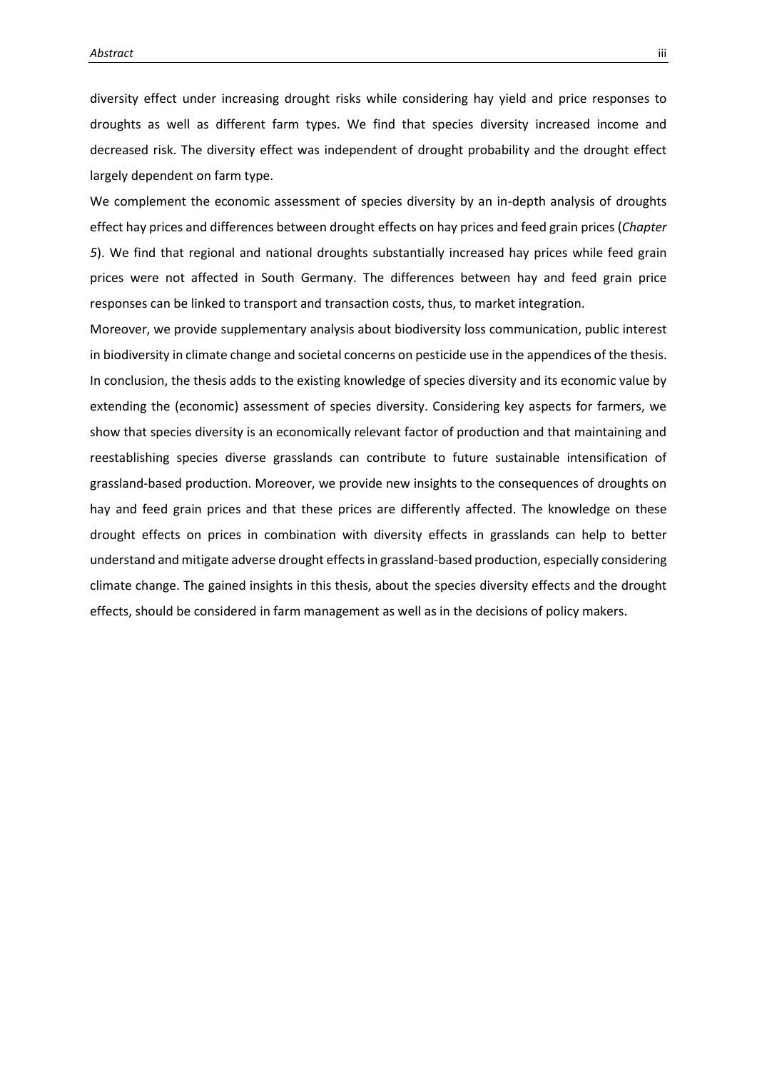diversity effect under increasing drought risks while considering hay yield and price responses to droughts as well as different farm types. We find that species diversity increased income and decreased risk. The diversity effect was independent of drought probability and the drought effect largely dependent on farm type.

We complement the economic assessment of species diversity by an in-depth analysis of droughts effect hay prices and differences between drought effects on hay prices and feed grain prices (*Chapter 5*). We find that regional and national droughts substantially increased hay prices while feed grain prices were not affected in South Germany. The differences between hay and feed grain price responses can be linked to transport and transaction costs, thus, to market integration.

Moreover, we provide supplementary analysis about biodiversity loss communication, public interest in biodiversity in climate change and societal concerns on pesticide use in the appendices of the thesis. In conclusion, the thesis adds to the existing knowledge of species diversity and its economic value by extending the (economic) assessment of species diversity. Considering key aspects for farmers, we show that species diversity is an economically relevant factor of production and that maintaining and reestablishing species diverse grasslands can contribute to future sustainable intensification of grassland-based production. Moreover, we provide new insights to the consequences of droughts on hay and feed grain prices and that these prices are differently affected. The knowledge on these drought effects on prices in combination with diversity effects in grasslands can help to better understand and mitigate adverse drought effects in grassland-based production, especially considering climate change. The gained insights in this thesis, about the species diversity effects and the drought effects, should be considered in farm management as well as in the decisions of policy makers.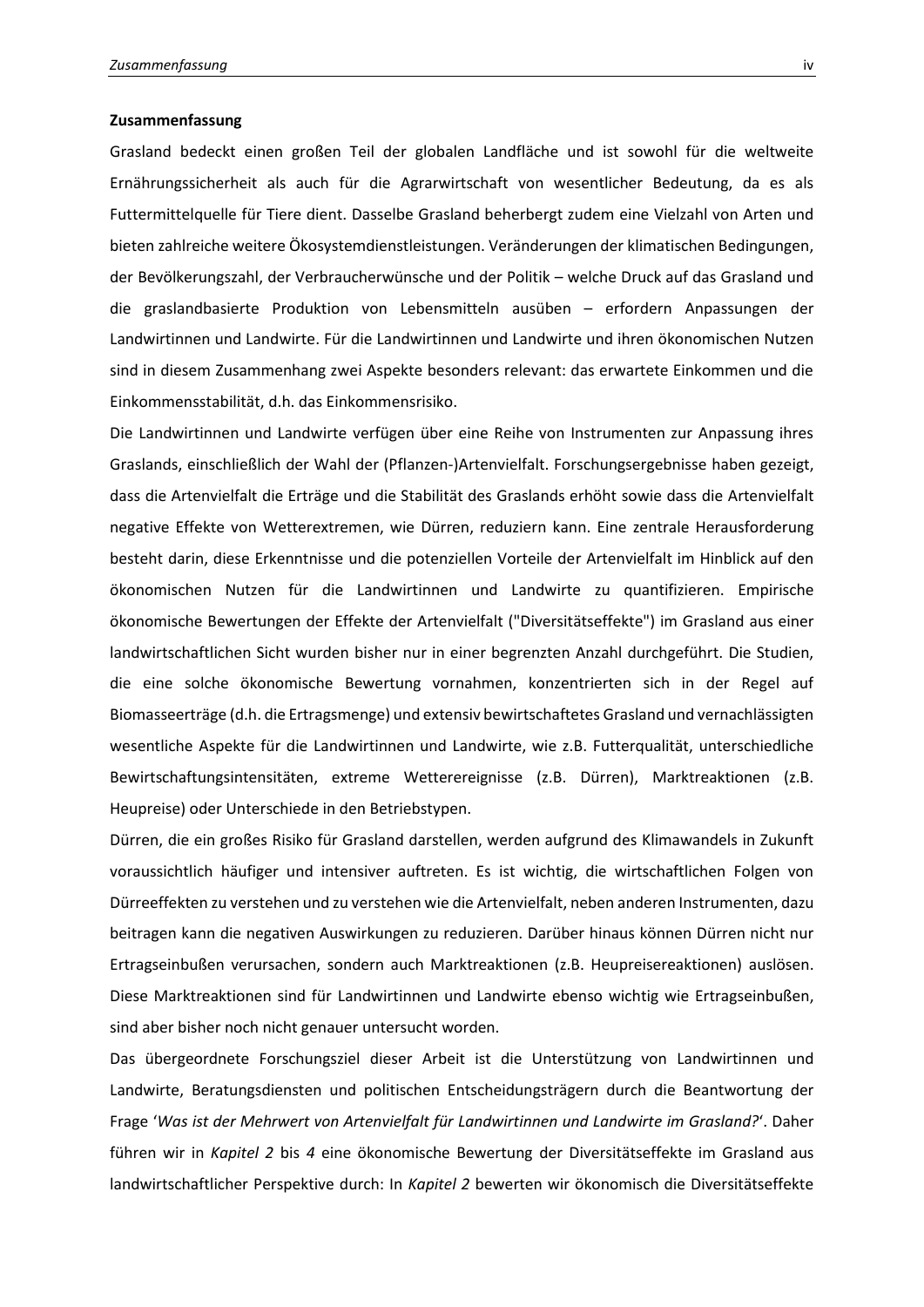**Zusammenfassung**

Grasland bedeckt einen großen Teil der globalen Landfläche und ist sowohl für die weltweite Ernährungssicherheit als auch für die Agrarwirtschaft von wesentlicher Bedeutung, da es als Futtermittelquelle für Tiere dient. Dasselbe Grasland beherbergt zudem eine Vielzahl von Arten und bieten zahlreiche weitere Ökosystemdienstleistungen. Veränderungen der klimatischen Bedingungen, der Bevölkerungszahl, der Verbraucherwünsche und der Politik – welche Druck auf das Grasland und die graslandbasierte Produktion von Lebensmitteln ausüben – erfordern Anpassungen der Landwirtinnen und Landwirte. Für die Landwirtinnen und Landwirte und ihren ökonomischen Nutzen sind in diesem Zusammenhang zwei Aspekte besonders relevant: das erwartete Einkommen und die Einkommensstabilität, d.h. das Einkommensrisiko.

Die Landwirtinnen und Landwirte verfügen über eine Reihe von Instrumenten zur Anpassung ihres Graslands, einschließlich der Wahl der (Pflanzen-)Artenvielfalt. Forschungsergebnisse haben gezeigt, dass die Artenvielfalt die Erträge und die Stabilität des Graslands erhöht sowie dass die Artenvielfalt negative Effekte von Wetterextremen, wie Dürren, reduziern kann. Eine zentrale Herausforderung besteht darin, diese Erkenntnisse und die potenziellen Vorteile der Artenvielfalt im Hinblick auf den ökonomischen Nutzen für die Landwirtinnen und Landwirte zu quantifizieren. Empirische ökonomische Bewertungen der Effekte der Artenvielfalt ("Diversitätseffekte") im Grasland aus einer landwirtschaftlichen Sicht wurden bisher nur in einer begrenzten Anzahl durchgeführt. Die Studien, die eine solche ökonomische Bewertung vornahmen, konzentrierten sich in der Regel auf Biomasseerträge (d.h. die Ertragsmenge) und extensiv bewirtschaftetes Grasland und vernachlässigten wesentliche Aspekte für die Landwirtinnen und Landwirte, wie z.B. Futterqualität, unterschiedliche Bewirtschaftungsintensitäten, extreme Wetterereignisse (z.B. Dürren), Marktreaktionen (z.B. Heupreise) oder Unterschiede in den Betriebstypen.

Dürren, die ein großes Risiko für Grasland darstellen, werden aufgrund des Klimawandels in Zukunft voraussichtlich häufiger und intensiver auftreten. Es ist wichtig, die wirtschaftlichen Folgen von Dürreeffekten zu verstehen und zu verstehen wie die Artenvielfalt, neben anderen Instrumenten, dazu beitragen kann die negativen Auswirkungen zu reduzieren. Darüber hinaus können Dürren nicht nur Ertragseinbußen verursachen, sondern auch Marktreaktionen (z.B. Heupreisereaktionen) auslösen. Diese Marktreaktionen sind für Landwirtinnen und Landwirte ebenso wichtig wie Ertragseinbußen, sind aber bisher noch nicht genauer untersucht worden.

Das übergeordnete Forschungsziel dieser Arbeit ist die Unterstützung von Landwirtinnen und Landwirte, Beratungsdiensten und politischen Entscheidungsträgern durch die Beantwortung der Frage '*Was ist der Mehrwert von Artenvielfalt für Landwirtinnen und Landwirte im Grasland?*'. Daher führen wir in *Kapitel 2* bis *4* eine ökonomische Bewertung der Diversitätseffekte im Grasland aus landwirtschaftlicher Perspektive durch: In *Kapitel 2* bewerten wir ökonomisch die Diversitätseffekte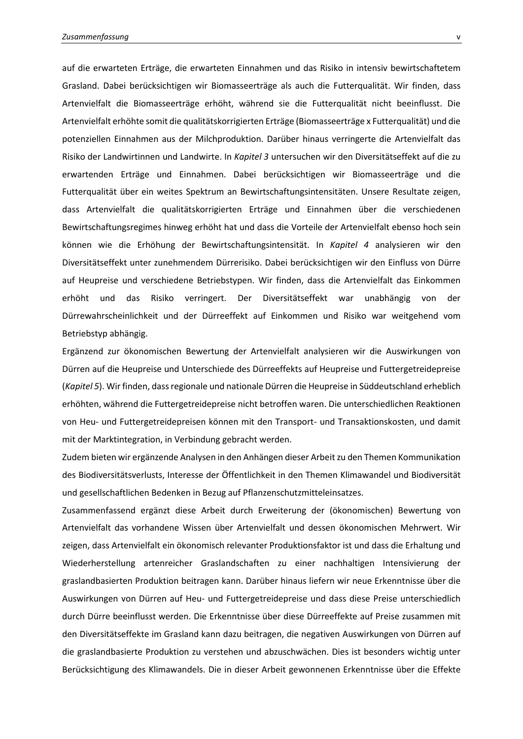auf die erwarteten Erträge, die erwarteten Einnahmen und das Risiko in intensiv bewirtschaftetem Grasland. Dabei berücksichtigen wir Biomasseerträge als auch die Futterqualität. Wir finden, dass Artenvielfalt die Biomasseerträge erhöht, während sie die Futterqualität nicht beeinflusst. Die Artenvielfalt erhöhte somit die qualitätskorrigierten Erträge (Biomasseerträge x Futterqualität) und die potenziellen Einnahmen aus der Milchproduktion. Darüber hinaus verringerte die Artenvielfalt das Risiko der Landwirtinnen und Landwirte. In *Kapitel 3* untersuchen wir den Diversitätseffekt auf die zu erwartenden Erträge und Einnahmen. Dabei berücksichtigen wir Biomasseerträge und die Futterqualität über ein weites Spektrum an Bewirtschaftungsintensitäten. Unsere Resultate zeigen, dass Artenvielfalt die qualitätskorrigierten Erträge und Einnahmen über die verschiedenen Bewirtschaftungsregimes hinweg erhöht hat und dass die Vorteile der Artenvielfalt ebenso hoch sein können wie die Erhöhung der Bewirtschaftungsintensität. In *Kapitel 4* analysieren wir den Diversitätseffekt unter zunehmendem Dürrerisiko. Dabei berücksichtigen wir den Einfluss von Dürre auf Heupreise und verschiedene Betriebstypen. Wir finden, dass die Artenvielfalt das Einkommen erhöht und das Risiko verringert. Der Diversitätseffekt war unabhängig von der Dürrewahrscheinlichkeit und der Dürreeffekt auf Einkommen und Risiko war weitgehend vom Betriebstyp abhängig.

Ergänzend zur ökonomischen Bewertung der Artenvielfalt analysieren wir die Auswirkungen von Dürren auf die Heupreise und Unterschiede des Dürreeffekts auf Heupreise und Futtergetreidepreise (*Kapitel 5*). Wir finden, dass regionale und nationale Dürren die Heupreise in Süddeutschland erheblich erhöhten, während die Futtergetreidepreise nicht betroffen waren. Die unterschiedlichen Reaktionen von Heu- und Futtergetreidepreisen können mit den Transport- und Transaktionskosten, und damit mit der Marktintegration, in Verbindung gebracht werden.

Zudem bieten wir ergänzende Analysen in den Anhängen dieser Arbeit zu den Themen Kommunikation des Biodiversitätsverlusts, Interesse der Öffentlichkeit in den Themen Klimawandel und Biodiversität und gesellschaftlichen Bedenken in Bezug auf Pflanzenschutzmitteleinsatzes.

Zusammenfassend ergänzt diese Arbeit durch Erweiterung der (ökonomischen) Bewertung von Artenvielfalt das vorhandene Wissen über Artenvielfalt und dessen ökonomischen Mehrwert. Wir zeigen, dass Artenvielfalt ein ökonomisch relevanter Produktionsfaktor ist und dass die Erhaltung und Wiederherstellung artenreicher Graslandschaften zu einer nachhaltigen Intensivierung der graslandbasierten Produktion beitragen kann. Darüber hinaus liefern wir neue Erkenntnisse über die Auswirkungen von Dürren auf Heu- und Futtergetreidepreise und dass diese Preise unterschiedlich durch Dürre beeinflusst werden. Die Erkenntnisse über diese Dürreeffekte auf Preise zusammen mit den Diversitätseffekte im Grasland kann dazu beitragen, die negativen Auswirkungen von Dürren auf die graslandbasierte Produktion zu verstehen und abzuschwächen. Dies ist besonders wichtig unter Berücksichtigung des Klimawandels. Die in dieser Arbeit gewonnenen Erkenntnisse über die Effekte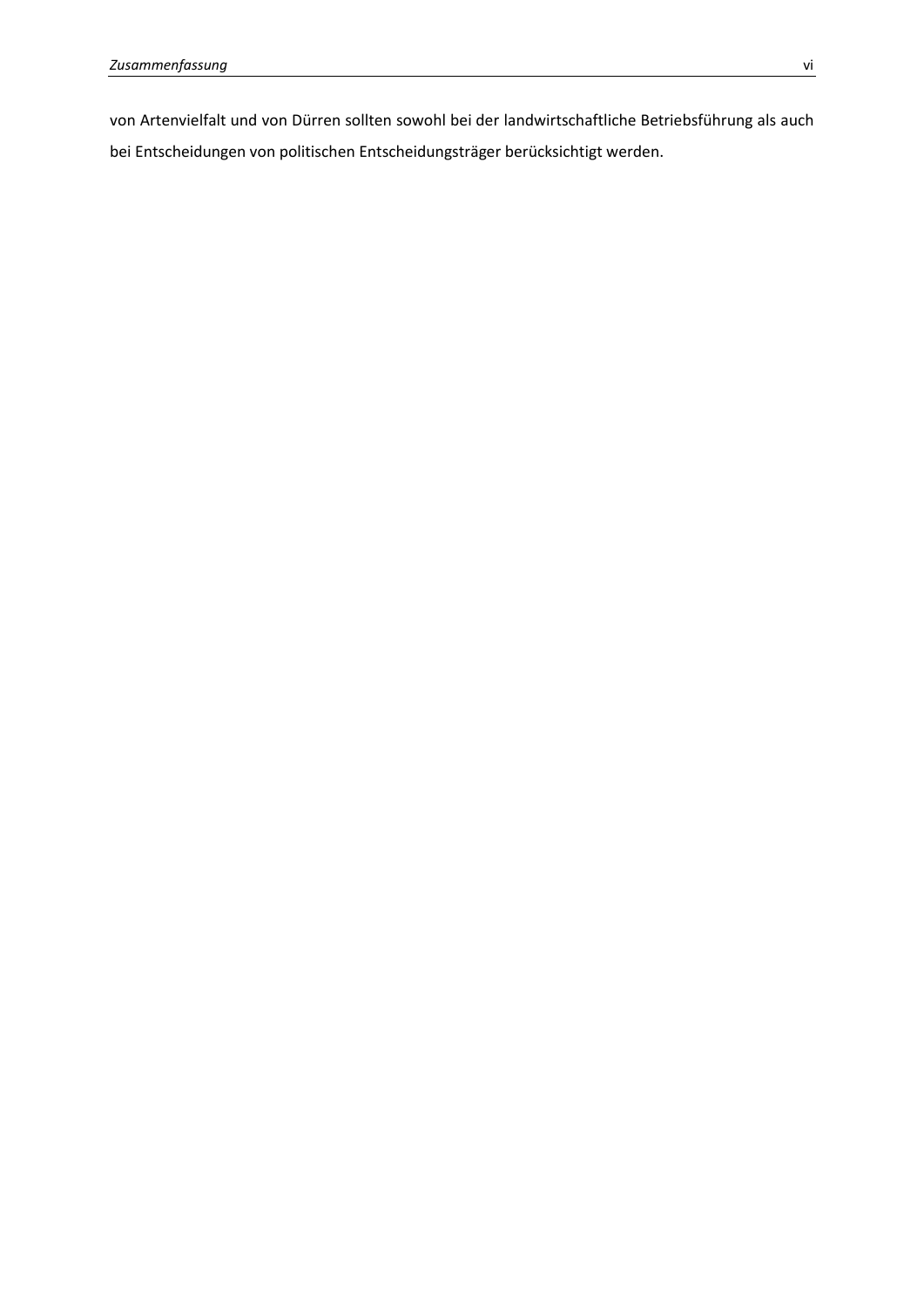von Artenvielfalt und von Dürren sollten sowohl bei der landwirtschaftliche Betriebsführung als auch bei Entscheidungen von politischen Entscheidungsträger berücksichtigt werden.